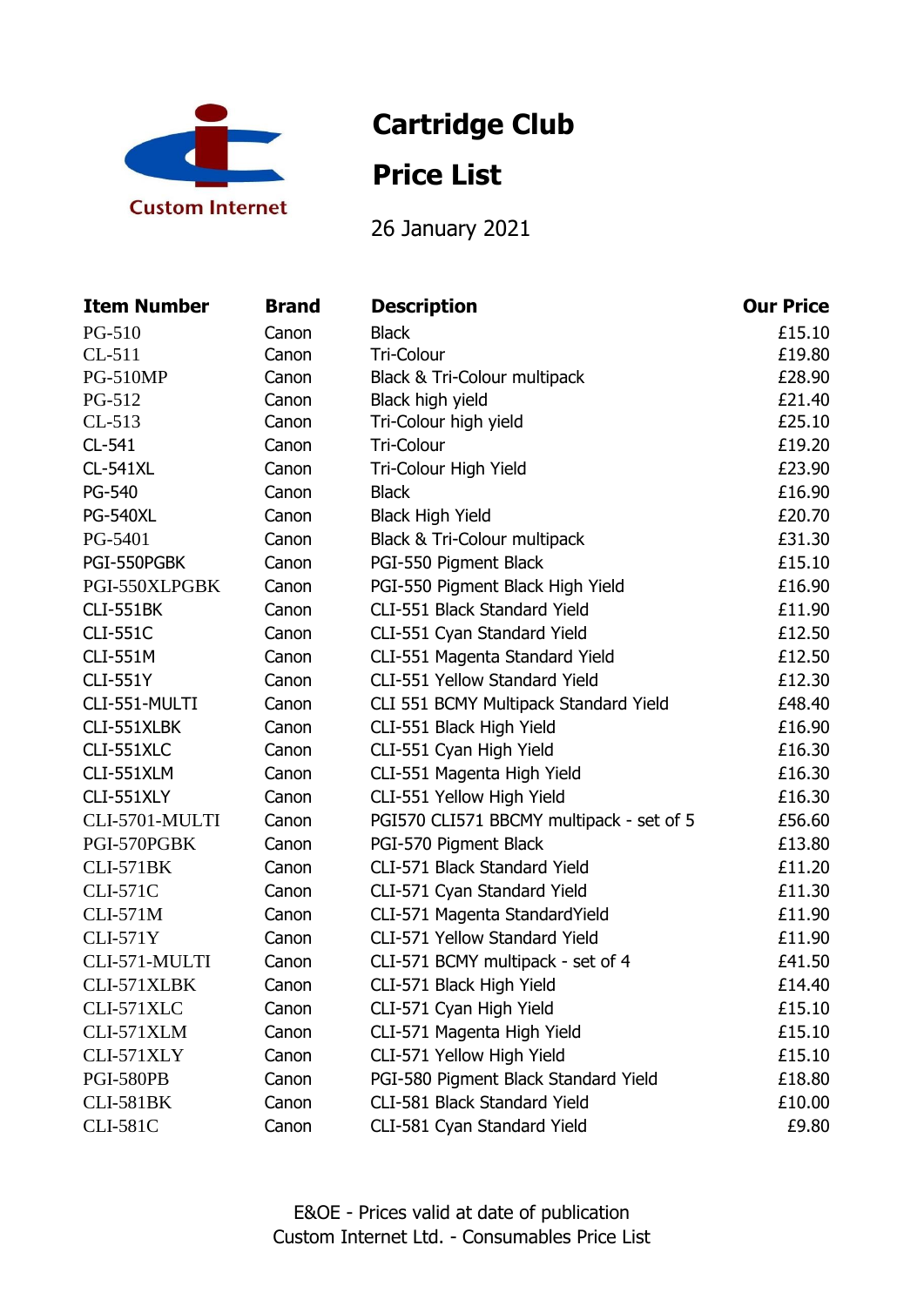Custom Internet

# Cartridge Club

# Price List

26 January 2021

| Item Number | Brand | Description | Our Price |
|---|---|---|---|
| PG-510 | Canon | Black | £15.10 |
| CL-511 | Canon | Tri-Colour | £19.80 |
| PG-510MP | Canon | Black & Tri-Colour multipack | £28.90 |
| PG-512 | Canon | Black high yield | £21.40 |
| CL-513 | Canon | Tri-Colour high yield | £25.10 |
| CL-541 | Canon | Tri-Colour | £19.20 |
| CL-541XL | Canon | Tri-Colour High Yield | £23.90 |
| PG-540 | Canon | Black | £16.90 |
| PG-540XL | Canon | Black High Yield | £20.70 |
| PG-5401 | Canon | Black & Tri-Colour multipack | £31.30 |
| PGI-550PGBK | Canon | PGI-550 Pigment Black | £15.10 |
| PGI-550XLPGBK | Canon | PGI-550 Pigment Black High Yield | £16.90 |
| CLI-551BK | Canon | CLI-551 Black Standard Yield | £11.90 |
| CLI-551C | Canon | CLI-551 Cyan Standard Yield | £12.50 |
| CLI-551M | Canon | CLI-551 Magenta Standard Yield | £12.50 |
| CLI-551Y | Canon | CLI-551 Yellow Standard Yield | £12.30 |
| CLI-551-MULTI | Canon | CLI 551 BCMY Multipack Standard Yield | £48.40 |
| CLI-551XLBK | Canon | CLI-551 Black High Yield | £16.90 |
| CLI-551XLC | Canon | CLI-551 Cyan High Yield | £16.30 |
| CLI-551XLM | Canon | CLI-551 Magenta High Yield | £16.30 |
| CLI-551XLY | Canon | CLI-551 Yellow High Yield | £16.30 |
| CLI-5701-MULTI | Canon | PGI570 CLI571 BBCMY multipack - set of 5 | £56.60 |
| PGI-570PGBK | Canon | PGI-570 Pigment Black | £13.80 |
| CLI-571BK | Canon | CLI-571 Black Standard Yield | £11.20 |
| CLI-571C | Canon | CLI-571 Cyan Standard Yield | £11.30 |
| CLI-571M | Canon | CLI-571 Magenta StandardYield | £11.90 |
| CLI-571Y | Canon | CLI-571 Yellow Standard Yield | £11.90 |
| CLI-571-MULTI | Canon | CLI-571 BCMY multipack - set of 4 | £41.50 |
| CLI-571XLBK | Canon | CLI-571 Black High Yield | £14.40 |
| CLI-571XLC | Canon | CLI-571 Cyan High Yield | £15.10 |
| CLI-571XLM | Canon | CLI-571 Magenta High Yield | £15.10 |
| CLI-571XLY | Canon | CLI-571 Yellow High Yield | £15.10 |
| PGI-580PB | Canon | PGI-580 Pigment Black Standard Yield | £18.80 |
| CLI-581BK | Canon | CLI-581 Black Standard Yield | £10.00 |
| CLI-581C | Canon | CLI-581 Cyan Standard Yield | £9.80 |

E&OE - Prices valid at date of publication
Custom Internet Ltd. - Consumables Price List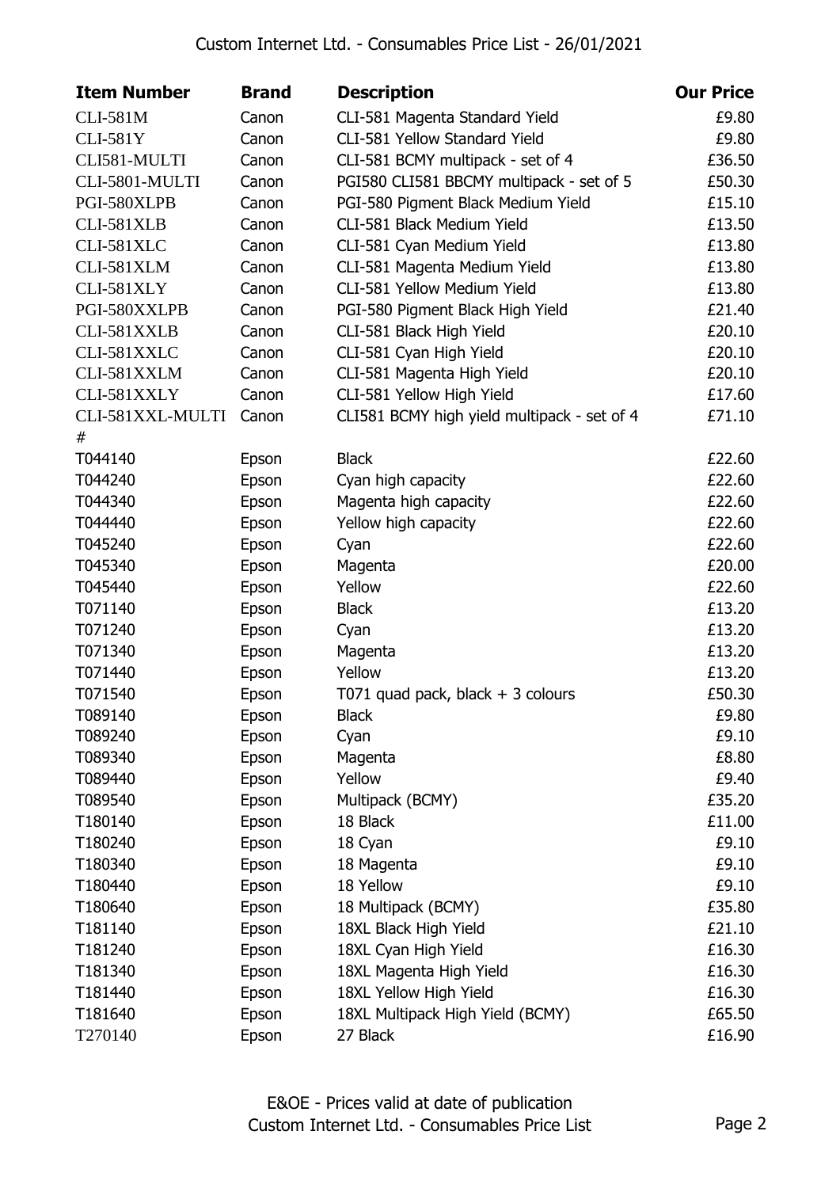| Item Number | Brand | Description | Our Price |
| --- | --- | --- | --- |
| CLI-581M | Canon | CLI-581 Magenta Standard Yield | £9.80 |
| CLI-581Y | Canon | CLI-581 Yellow Standard Yield | £9.80 |
| CLI581-MULTI | Canon | CLI-581 BCMY multipack - set of 4 | £36.50 |
| CLI-5801-MULTI | Canon | PGI580 CLI581 BBCMY multipack - set of 5 | £50.30 |
| PGI-580XLPB | Canon | PGI-580 Pigment Black Medium Yield | £15.10 |
| CLI-581XLB | Canon | CLI-581 Black Medium Yield | £13.50 |
| CLI-581XLC | Canon | CLI-581 Cyan Medium Yield | £13.80 |
| CLI-581XLM | Canon | CLI-581 Magenta Medium Yield | £13.80 |
| CLI-581XLY | Canon | CLI-581 Yellow Medium Yield | £13.80 |
| PGI-580XXLPB | Canon | PGI-580 Pigment Black High Yield | £21.40 |
| CLI-581XXLB | Canon | CLI-581 Black High Yield | £20.10 |
| CLI-581XXLC | Canon | CLI-581 Cyan High Yield | £20.10 |
| CLI-581XXLM | Canon | CLI-581 Magenta High Yield | £20.10 |
| CLI-581XXLY | Canon | CLI-581 Yellow High Yield | £17.60 |
| CLI-581XXL-MULTI# | Canon | CLI581 BCMY high yield multipack - set of 4 | £71.10 |
| T044140 | Epson | Black | £22.60 |
| T044240 | Epson | Cyan high capacity | £22.60 |
| T044340 | Epson | Magenta high capacity | £22.60 |
| T044440 | Epson | Yellow high capacity | £22.60 |
| T045240 | Epson | Cyan | £22.60 |
| T045340 | Epson | Magenta | £20.00 |
| T045440 | Epson | Yellow | £22.60 |
| T071140 | Epson | Black | £13.20 |
| T071240 | Epson | Cyan | £13.20 |
| T071340 | Epson | Magenta | £13.20 |
| T071440 | Epson | Yellow | £13.20 |
| T071540 | Epson | T071 quad pack, black + 3 colours | £50.30 |
| T089140 | Epson | Black | £9.80 |
| T089240 | Epson | Cyan | £9.10 |
| T089340 | Epson | Magenta | £8.80 |
| T089440 | Epson | Yellow | £9.40 |
| T089540 | Epson | Multipack (BCMY) | £35.20 |
| T180140 | Epson | 18 Black | £11.00 |
| T180240 | Epson | 18 Cyan | £9.10 |
| T180340 | Epson | 18 Magenta | £9.10 |
| T180440 | Epson | 18 Yellow | £9.10 |
| T180640 | Epson | 18 Multipack (BCMY) | £35.80 |
| T181140 | Epson | 18XL Black High Yield | £21.10 |
| T181240 | Epson | 18XL Cyan High Yield | £16.30 |
| T181340 | Epson | 18XL Magenta High Yield | £16.30 |
| T181440 | Epson | 18XL Yellow High Yield | £16.30 |
| T181640 | Epson | 18XL Multipack High Yield (BCMY) | £65.50 |
| T270140 | Epson | 27 Black | £16.90 |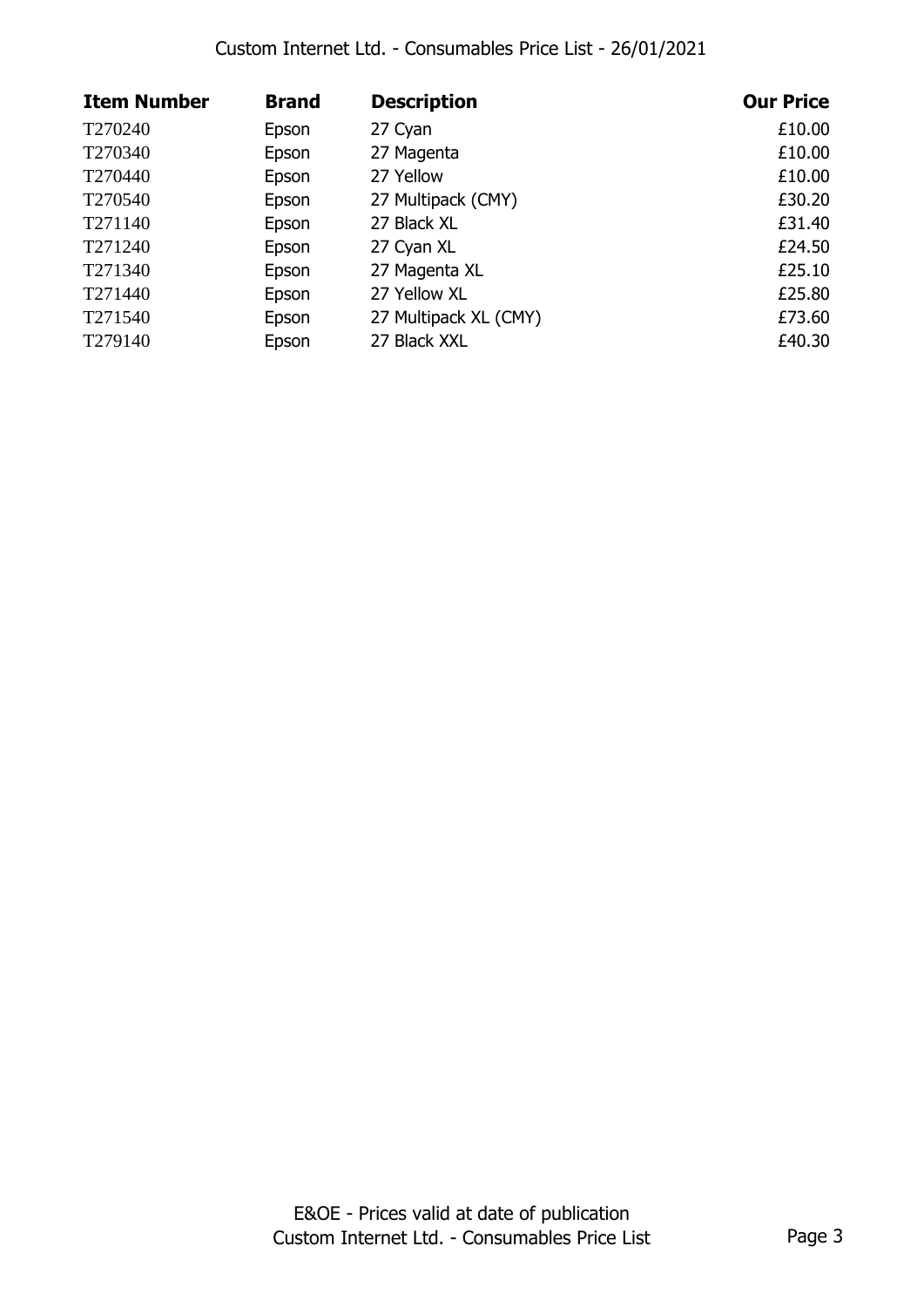| Item Number | Brand | Description | Our Price |
| --- | --- | --- | --- |
| T270240 | Epson | 27 Cyan | £10.00 |
| T270340 | Epson | 27 Magenta | £10.00 |
| T270440 | Epson | 27 Yellow | £10.00 |
| T270540 | Epson | 27 Multipack (CMY) | £30.20 |
| T271140 | Epson | 27 Black XL | £31.40 |
| T271240 | Epson | 27 Cyan XL | £24.50 |
| T271340 | Epson | 27 Magenta XL | £25.10 |
| T271440 | Epson | 27 Yellow XL | £25.80 |
| T271540 | Epson | 27 Multipack XL (CMY) | £73.60 |
| T279140 | Epson | 27 Black XXL | £40.30 |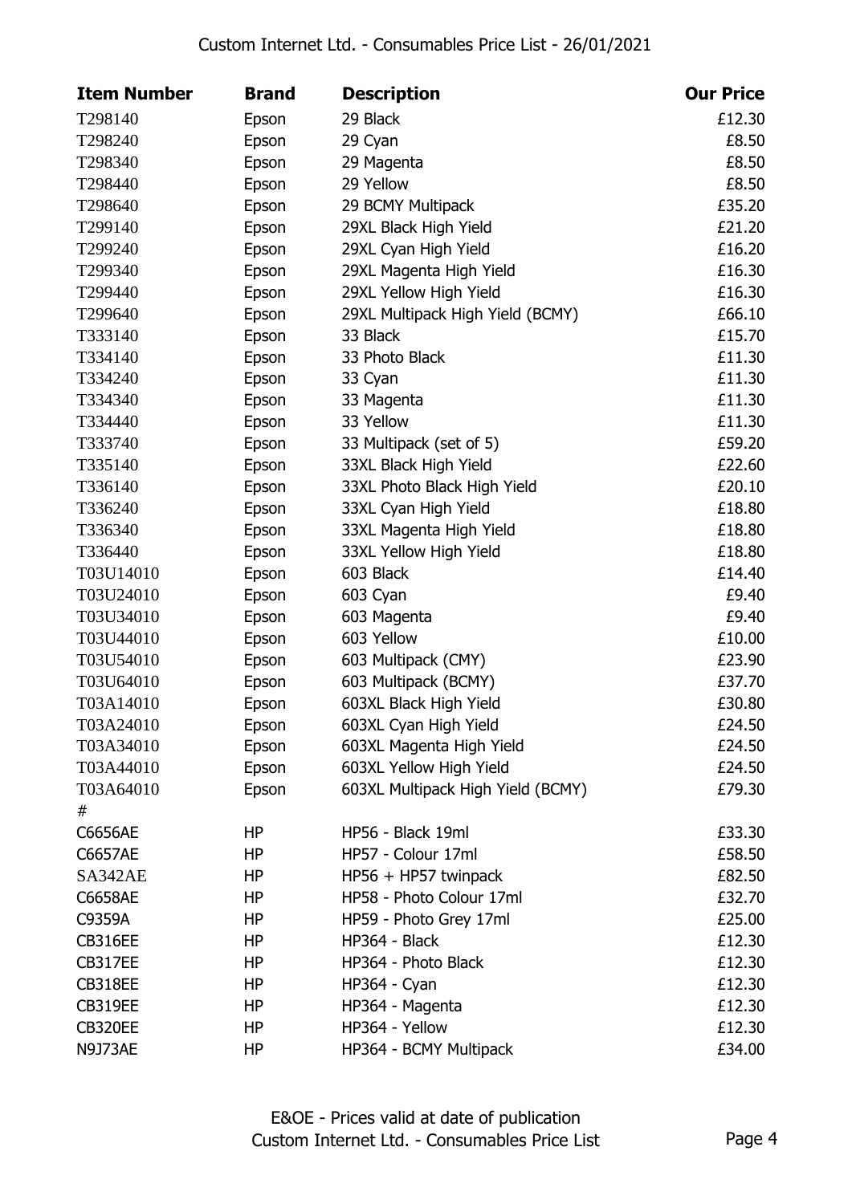| Item Number | Brand | Description | Our Price |
|---|---|---|---|
| T298140 | Epson | 29 Black | £12.30 |
| T298240 | Epson | 29 Cyan | £8.50 |
| T298340 | Epson | 29 Magenta | £8.50 |
| T298440 | Epson | 29 Yellow | £8.50 |
| T298640 | Epson | 29 BCMY Multipack | £35.20 |
| T299140 | Epson | 29XL Black High Yield | £21.20 |
| T299240 | Epson | 29XL Cyan High Yield | £16.20 |
| T299340 | Epson | 29XL Magenta High Yield | £16.30 |
| T299440 | Epson | 29XL Yellow High Yield | £16.30 |
| T299640 | Epson | 29XL Multipack High Yield (BCMY) | £66.10 |
| T333140 | Epson | 33 Black | £15.70 |
| T334140 | Epson | 33 Photo Black | £11.30 |
| T334240 | Epson | 33 Cyan | £11.30 |
| T334340 | Epson | 33 Magenta | £11.30 |
| T334440 | Epson | 33 Yellow | £11.30 |
| T333740 | Epson | 33 Multipack (set of 5) | £59.20 |
| T335140 | Epson | 33XL Black High Yield | £22.60 |
| T336140 | Epson | 33XL Photo Black High Yield | £20.10 |
| T336240 | Epson | 33XL Cyan High Yield | £18.80 |
| T336340 | Epson | 33XL Magenta High Yield | £18.80 |
| T336440 | Epson | 33XL Yellow High Yield | £18.80 |
| T03U14010 | Epson | 603 Black | £14.40 |
| T03U24010 | Epson | 603 Cyan | £9.40 |
| T03U34010 | Epson | 603 Magenta | £9.40 |
| T03U44010 | Epson | 603 Yellow | £10.00 |
| T03U54010 | Epson | 603 Multipack (CMY) | £23.90 |
| T03U64010 | Epson | 603 Multipack (BCMY) | £37.70 |
| T03A14010 | Epson | 603XL Black High Yield | £30.80 |
| T03A24010 | Epson | 603XL Cyan High Yield | £24.50 |
| T03A34010 | Epson | 603XL Magenta High Yield | £24.50 |
| T03A44010 | Epson | 603XL Yellow High Yield | £24.50 |
| T03A64010 | Epson | 603XL Multipack High Yield (BCMY) | £79.30 |
| # | | | |
| C6656AE | HP | HP56 - Black 19ml | £33.30 |
| C6657AE | HP | HP57 - Colour 17ml | £58.50 |
| SA342AE | HP | HP56 + HP57 twinpack | £82.50 |
| C6658AE | HP | HP58 - Photo Colour 17ml | £32.70 |
| C9359A | HP | HP59 - Photo Grey 17ml | £25.00 |
| CB316EE | HP | HP364 - Black | £12.30 |
| CB317EE | HP | HP364 - Photo Black | £12.30 |
| CB318EE | HP | HP364 - Cyan | £12.30 |
| CB319EE | HP | HP364 - Magenta | £12.30 |
| CB320EE | HP | HP364 - Yellow | £12.30 |
| N9J73AE | HP | HP364 - BCMY Multipack | £34.00 |

E&OE - Prices valid at date of publication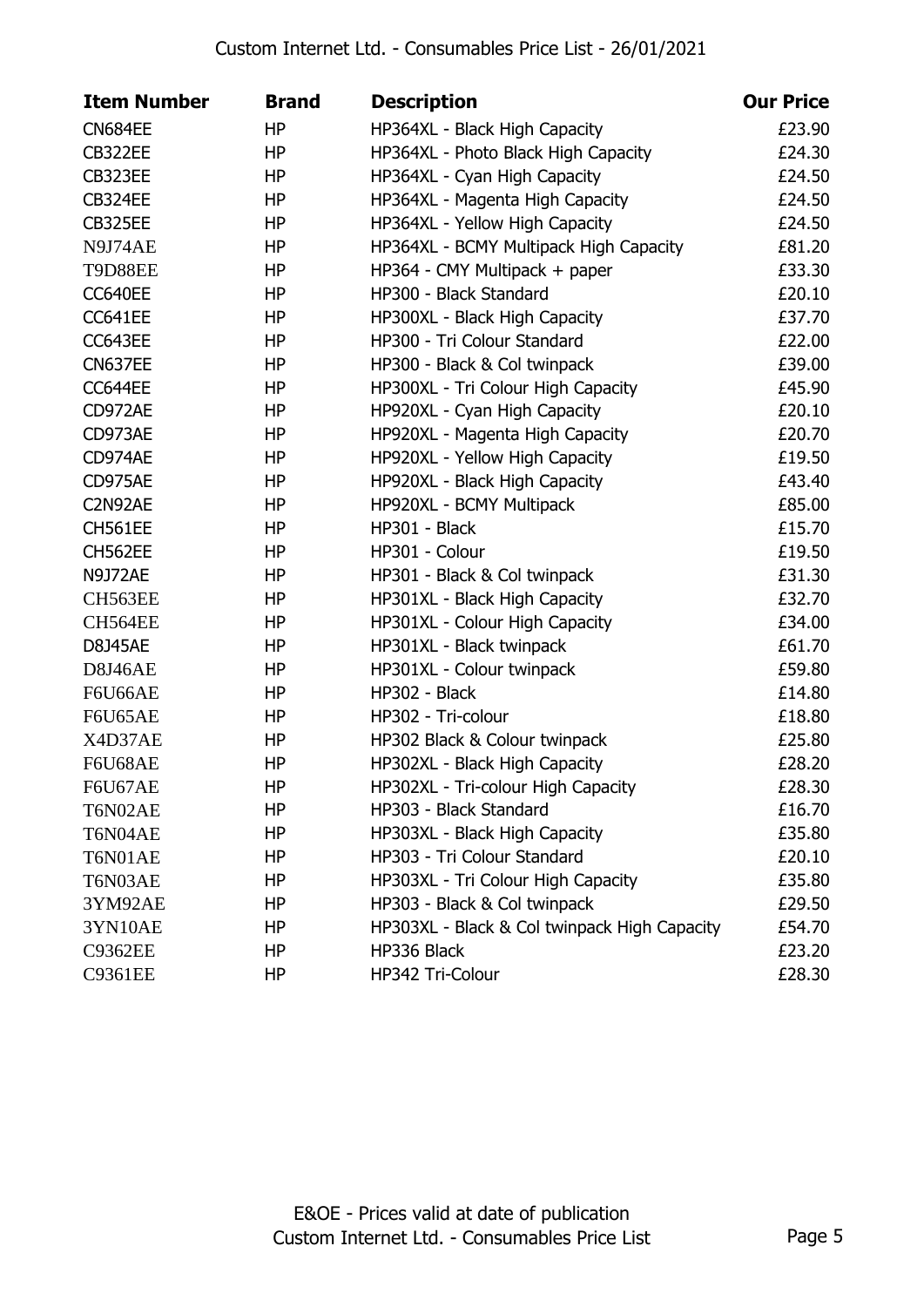| Item Number | Brand | Description | Our Price |
|---|---|---|---|
| CN684EE | HP | HP364XL - Black High Capacity | £23.90 |
| CB322EE | HP | HP364XL - Photo Black High Capacity | £24.30 |
| CB323EE | HP | HP364XL - Cyan High Capacity | £24.50 |
| CB324EE | HP | HP364XL - Magenta High Capacity | £24.50 |
| CB325EE | HP | HP364XL - Yellow High Capacity | £24.50 |
| N9J74AE | HP | HP364XL - BCMY Multipack High Capacity | £81.20 |
| T9D88EE | HP | HP364 - CMY Multipack + paper | £33.30 |
| CC640EE | HP | HP300 - Black Standard | £20.10 |
| CC641EE | HP | HP300XL - Black High Capacity | £37.70 |
| CC643EE | HP | HP300 - Tri Colour Standard | £22.00 |
| CN637EE | HP | HP300 - Black & Col twinpack | £39.00 |
| CC644EE | HP | HP300XL - Tri Colour High Capacity | £45.90 |
| CD972AE | HP | HP920XL - Cyan High Capacity | £20.10 |
| CD973AE | HP | HP920XL - Magenta High Capacity | £20.70 |
| CD974AE | HP | HP920XL - Yellow High Capacity | £19.50 |
| CD975AE | HP | HP920XL - Black High Capacity | £43.40 |
| C2N92AE | HP | HP920XL - BCMY Multipack | £85.00 |
| CH561EE | HP | HP301 - Black | £15.70 |
| CH562EE | HP | HP301 - Colour | £19.50 |
| N9J72AE | HP | HP301 - Black & Col twinpack | £31.30 |
| CH563EE | HP | HP301XL - Black High Capacity | £32.70 |
| CH564EE | HP | HP301XL - Colour High Capacity | £34.00 |
| D8J45AE | HP | HP301XL - Black twinpack | £61.70 |
| D8J46AE | HP | HP301XL - Colour twinpack | £59.80 |
| F6U66AE | HP | HP302 - Black | £14.80 |
| F6U65AE | HP | HP302 - Tri-colour | £18.80 |
| X4D37AE | HP | HP302 Black & Colour twinpack | £25.80 |
| F6U68AE | HP | HP302XL - Black High Capacity | £28.20 |
| F6U67AE | HP | HP302XL - Tri-colour High Capacity | £28.30 |
| T6N02AE | HP | HP303 - Black Standard | £16.70 |
| T6N04AE | HP | HP303XL - Black High Capacity | £35.80 |
| T6N01AE | HP | HP303 - Tri Colour Standard | £20.10 |
| T6N03AE | HP | HP303XL - Tri Colour High Capacity | £35.80 |
| 3YM92AE | HP | HP303 - Black & Col twinpack | £29.50 |
| 3YN10AE | HP | HP303XL - Black & Col twinpack High Capacity | £54.70 |
| C9362EE | HP | HP336 Black | £23.20 |
| C9361EE | HP | HP342 Tri-Colour | £28.30 |

E&OE - Prices valid at date of publication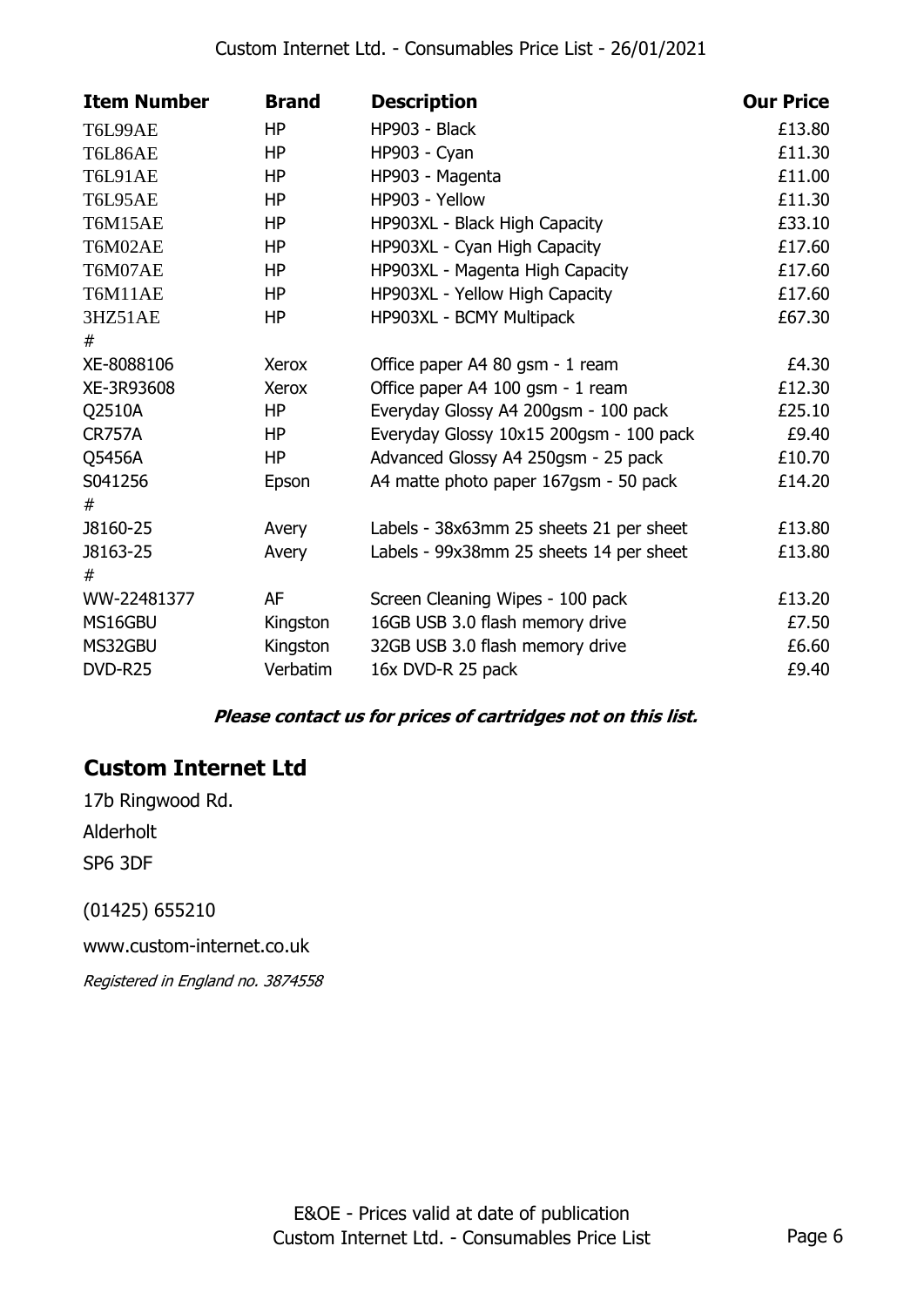| Item Number | Brand | Description | Our Price |
|---|---|---|---|
| T6L99AE | HP | HP903 - Black | £13.80 |
| T6L86AE | HP | HP903 - Cyan | £11.30 |
| T6L91AE | HP | HP903 - Magenta | £11.00 |
| T6L95AE | HP | HP903 - Yellow | £11.30 |
| T6M15AE | HP | HP903XL - Black High Capacity | £33.10 |
| T6M02AE | HP | HP903XL - Cyan High Capacity | £17.60 |
| T6M07AE | HP | HP903XL - Magenta High Capacity | £17.60 |
| T6M11AE | HP | HP903XL - Yellow High Capacity | £17.60 |
| 3HZ51AE | HP | HP903XL - BCMY Multipack | £67.30 |
| # | | | |
| XE-8088106 | Xerox | Office paper A4 80 gsm - 1 ream | £4.30 |
| XE-3R93608 | Xerox | Office paper A4 100 gsm - 1 ream | £12.30 |
| Q2510A | HP | Everyday Glossy A4 200gsm - 100 pack | £25.10 |
| CR757A | HP | Everyday Glossy 10x15 200gsm - 100 pack | £9.40 |
| Q5456A | HP | Advanced Glossy A4 250gsm - 25 pack | £10.70 |
| S041256 | Epson | A4 matte photo paper 167gsm - 50 pack | £14.20 |
| # | | | |
| J8160-25 | Avery | Labels - 38x63mm 25 sheets 21 per sheet | £13.80 |
| J8163-25 | Avery | Labels - 99x38mm 25 sheets 14 per sheet | £13.80 |
| # | | | |
| WW-22481377 | AF | Screen Cleaning Wipes - 100 pack | £13.20 |
| MS16GBU | Kingston | 16GB USB 3.0 flash memory drive | £7.50 |
| MS32GBU | Kingston | 32GB USB 3.0 flash memory drive | £6.60 |
| DVD-R25 | Verbatim | 16x DVD-R 25 pack | £9.40 |

***Please contact us for prices of cartridges not on this list.***

## Custom Internet Ltd

17b Ringwood Rd.

Alderholt

SP6 3DF

(01425) 655210

www.custom-internet.co.uk

*Registered in England no. 3874558*

E&OE - Prices valid at date of publication